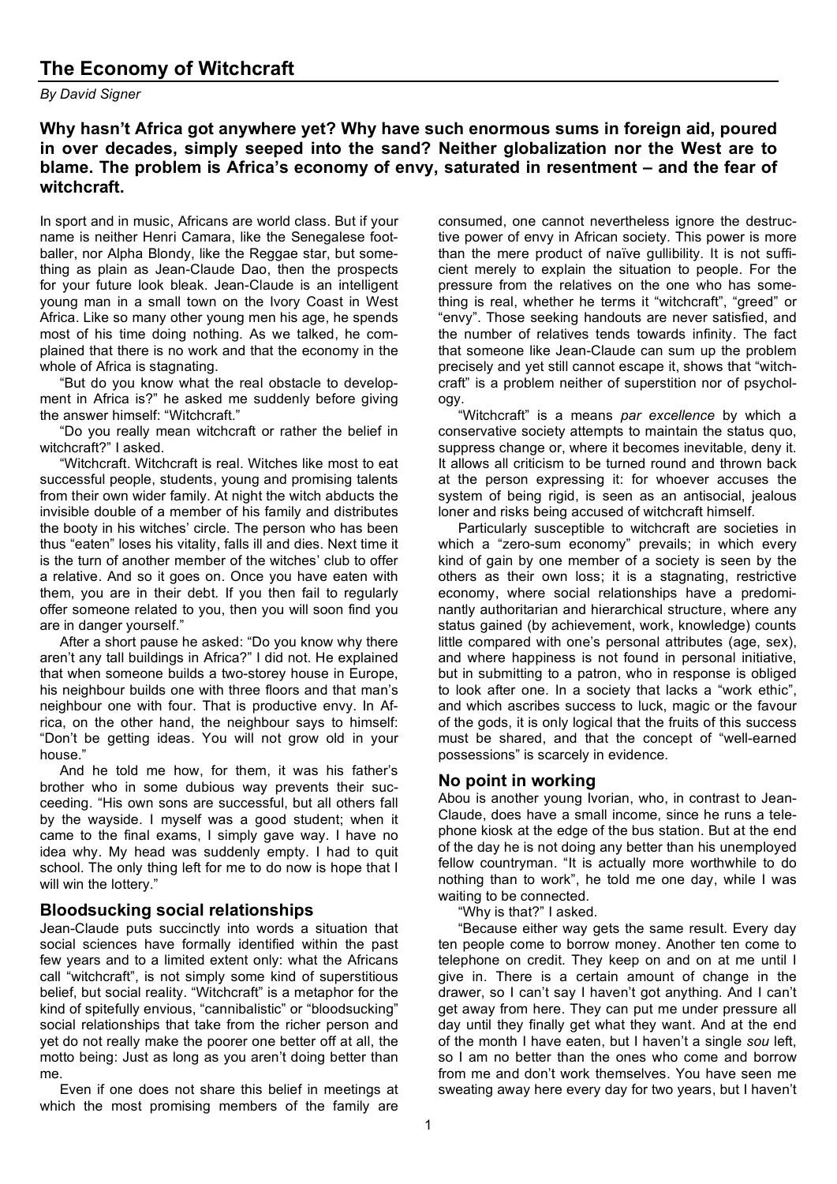# The Economy of Witchcraft

*By David Signer*

**Why hasn't Africa got anywhere yet? Why have such enormous sums in foreign aid, poured in over decades, simply seeped into the sand? Neither globalization nor the West are to blame. The problem is Africa's economy of envy, saturated in resentment – and the fear of witchcraft.**

In sport and in music, Africans are world class. But if your name is neither Henri Camara, like the Senegalese footballer, nor Alpha Blondy, like the Reggae star, but something as plain as Jean-Claude Dao, then the prospects for your future look bleak. Jean-Claude is an intelligent young man in a small town on the Ivory Coast in West Africa. Like so many other young men his age, he spends most of his time doing nothing. As we talked, he complained that there is no work and that the economy in the whole of Africa is stagnating.

"But do you know what the real obstacle to development in Africa is?" he asked me suddenly before giving the answer himself: "Witchcraft."

"Do you really mean witchcraft or rather the belief in witchcraft?" I asked.

"Witchcraft. Witchcraft is real. Witches like most to eat successful people, students, young and promising talents from their own wider family. At night the witch abducts the invisible double of a member of his family and distributes the booty in his witches' circle. The person who has been thus "eaten" loses his vitality, falls ill and dies. Next time it is the turn of another member of the witches' club to offer a relative. And so it goes on. Once you have eaten with them, you are in their debt. If you then fail to regularly offer someone related to you, then you will soon find you are in danger yourself."

After a short pause he asked: "Do you know why there aren't any tall buildings in Africa?" I did not. He explained that when someone builds a two-storey house in Europe, his neighbour builds one with three floors and that man's neighbour one with four. That is productive envy. In Africa, on the other hand, the neighbour says to himself: "Don't be getting ideas. You will not grow old in your house."

And he told me how, for them, it was his father's brother who in some dubious way prevents their succeeding. "His own sons are successful, but all others fall by the wayside. I myself was a good student; when it came to the final exams, I simply gave way. I have no idea why. My head was suddenly empty. I had to quit school. The only thing left for me to do now is hope that I will win the lottery."

## Bloodsucking social relationships

Jean-Claude puts succinctly into words a situation that social sciences have formally identified within the past few years and to a limited extent only: what the Africans call "witchcraft", is not simply some kind of superstitious belief, but social reality. "Witchcraft" is a metaphor for the kind of spitefully envious, "cannibalistic" or "bloodsucking" social relationships that take from the richer person and yet do not really make the poorer one better off at all, the motto being: Just as long as you aren't doing better than me.

Even if one does not share this belief in meetings at which the most promising members of the family are consumed, one cannot nevertheless ignore the destructive power of envy in African society. This power is more than the mere product of naïve gullibility. It is not sufficient merely to explain the situation to people. For the pressure from the relatives on the one who has something is real, whether he terms it "witchcraft", "greed" or "envy". Those seeking handouts are never satisfied, and the number of relatives tends towards infinity. The fact that someone like Jean-Claude can sum up the problem precisely and yet still cannot escape it, shows that "witchcraft" is a problem neither of superstition nor of psychology.

"Witchcraft" is a means *par excellence* by which a conservative society attempts to maintain the status quo, suppress change or, where it becomes inevitable, deny it. It allows all criticism to be turned round and thrown back at the person expressing it: for whoever accuses the system of being rigid, is seen as an antisocial, jealous loner and risks being accused of witchcraft himself.

Particularly susceptible to witchcraft are societies in which a "zero-sum economy" prevails; in which every kind of gain by one member of a society is seen by the others as their own loss; it is a stagnating, restrictive economy, where social relationships have a predominantly authoritarian and hierarchical structure, where any status gained (by achievement, work, knowledge) counts little compared with one's personal attributes (age, sex), and where happiness is not found in personal initiative, but in submitting to a patron, who in response is obliged to look after one. In a society that lacks a "work ethic", and which ascribes success to luck, magic or the favour of the gods, it is only logical that the fruits of this success must be shared, and that the concept of "well-earned possessions" is scarcely in evidence.

## No point in working

Abou is another young Ivorian, who, in contrast to Jean-Claude, does have a small income, since he runs a telephone kiosk at the edge of the bus station. But at the end of the day he is not doing any better than his unemployed fellow countryman. "It is actually more worthwhile to do nothing than to work", he told me one day, while I was waiting to be connected.

"Why is that?" I asked.

"Because either way gets the same result. Every day ten people come to borrow money. Another ten come to telephone on credit. They keep on and on at me until I give in. There is a certain amount of change in the drawer, so I can't say I haven't got anything. And I can't get away from here. They can put me under pressure all day until they finally get what they want. And at the end of the month I have eaten, but I haven't a single *sou* left, so I am no better than the ones who come and borrow from me and don't work themselves. You have seen me sweating away here every day for two years, but I haven't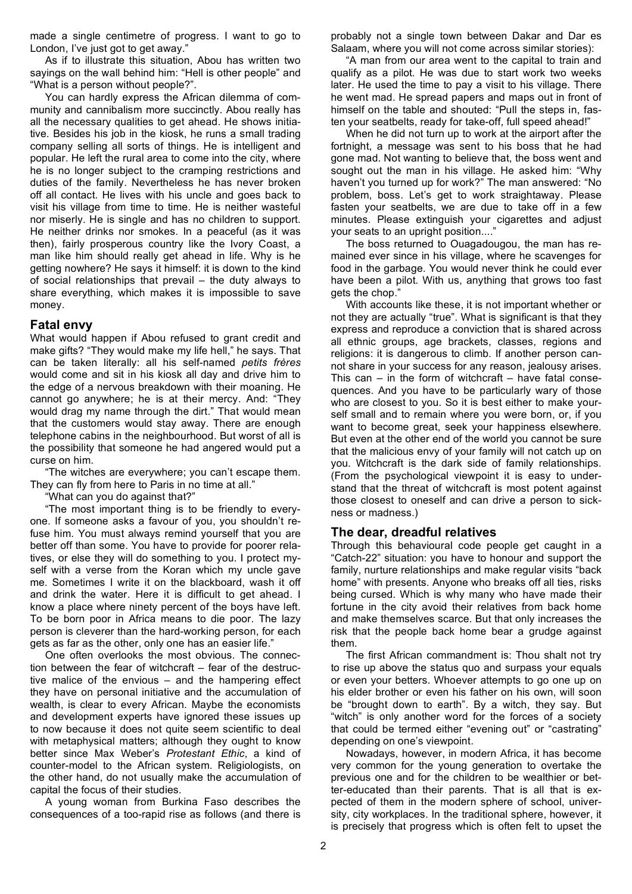made a single centimetre of progress. I want to go to London, I've just got to get away."

As if to illustrate this situation, Abou has written two sayings on the wall behind him: "Hell is other people" and "What is a person without people?".

You can hardly express the African dilemma of community and cannibalism more succinctly. Abou really has all the necessary qualities to get ahead. He shows initiative. Besides his job in the kiosk, he runs a small trading company selling all sorts of things. He is intelligent and popular. He left the rural area to come into the city, where he is no longer subject to the cramping restrictions and duties of the family. Nevertheless he has never broken off all contact. He lives with his uncle and goes back to visit his village from time to time. He is neither wasteful nor miserly. He is single and has no children to support. He neither drinks nor smokes. In a peaceful (as it was then), fairly prosperous country like the Ivory Coast, a man like him should really get ahead in life. Why is he getting nowhere? He says it himself: it is down to the kind of social relationships that prevail – the duty always to share everything, which makes it is impossible to save money.

## Fatal envy

What would happen if Abou refused to grant credit and make gifts? "They would make my life hell," he says. That can be taken literally: all his self-named *petits frères* would come and sit in his kiosk all day and drive him to the edge of a nervous breakdown with their moaning. He cannot go anywhere; he is at their mercy. And: "They would drag my name through the dirt." That would mean that the customers would stay away. There are enough telephone cabins in the neighbourhood. But worst of all is the possibility that someone he had angered would put a curse on him.

"The witches are everywhere; you can't escape them. They can fly from here to Paris in no time at all."

"What can you do against that?"

"The most important thing is to be friendly to everyone. If someone asks a favour of you, you shouldn't refuse him. You must always remind yourself that you are better off than some. You have to provide for poorer relatives, or else they will do something to you. I protect myself with a verse from the Koran which my uncle gave me. Sometimes I write it on the blackboard, wash it off and drink the water. Here it is difficult to get ahead. I know a place where ninety percent of the boys have left. To be born poor in Africa means to die poor. The lazy person is cleverer than the hard-working person, for each gets as far as the other, only one has an easier life."

One often overlooks the most obvious. The connection between the fear of witchcraft – fear of the destructive malice of the envious – and the hampering effect they have on personal initiative and the accumulation of wealth, is clear to every African. Maybe the economists and development experts have ignored these issues up to now because it does not quite seem scientific to deal with metaphysical matters; although they ought to know better since Max Weber's *Protestant Ethic*, a kind of counter-model to the African system. Religiologists, on the other hand, do not usually make the accumulation of capital the focus of their studies.

A young woman from Burkina Faso describes the consequences of a too-rapid rise as follows (and there is probably not a single town between Dakar and Dar es Salaam, where you will not come across similar stories):

"A man from our area went to the capital to train and qualify as a pilot. He was due to start work two weeks later. He used the time to pay a visit to his village. There he went mad. He spread papers and maps out in front of himself on the table and shouted: "Pull the steps in, fasten your seatbelts, ready for take-off, full speed ahead!"

When he did not turn up to work at the airport after the fortnight, a message was sent to his boss that he had gone mad. Not wanting to believe that, the boss went and sought out the man in his village. He asked him: "Why haven't you turned up for work?" The man answered: "No problem, boss. Let's get to work straightaway. Please fasten your seatbelts, we are due to take off in a few minutes. Please extinguish your cigarettes and adjust your seats to an upright position...."

The boss returned to Ouagadougou, the man has remained ever since in his village, where he scavenges for food in the garbage. You would never think he could ever have been a pilot. With us, anything that grows too fast gets the chop."

With accounts like these, it is not important whether or not they are actually "true". What is significant is that they express and reproduce a conviction that is shared across all ethnic groups, age brackets, classes, regions and religions: it is dangerous to climb. If another person cannot share in your success for any reason, jealousy arises. This can – in the form of witchcraft – have fatal consequences. And you have to be particularly wary of those who are closest to you. So it is best either to make yourself small and to remain where you were born, or, if you want to become great, seek your happiness elsewhere. But even at the other end of the world you cannot be sure that the malicious envy of your family will not catch up on you. Witchcraft is the dark side of family relationships. (From the psychological viewpoint it is easy to understand that the threat of witchcraft is most potent against those closest to oneself and can drive a person to sickness or madness.)

## The dear, dreadful relatives

Through this behavioural code people get caught in a "Catch-22" situation: you have to honour and support the family, nurture relationships and make regular visits "back home" with presents. Anyone who breaks off all ties, risks being cursed. Which is why many who have made their fortune in the city avoid their relatives from back home and make themselves scarce. But that only increases the risk that the people back home bear a grudge against them.

The first African commandment is: Thou shalt not try to rise up above the status quo and surpass your equals or even your betters. Whoever attempts to go one up on his elder brother or even his father on his own, will soon be "brought down to earth". By a witch, they say. But "witch" is only another word for the forces of a society that could be termed either "evening out" or "castrating" depending on one's viewpoint.

Nowadays, however, in modern Africa, it has become very common for the young generation to overtake the previous one and for the children to be wealthier or better-educated than their parents. That is all that is expected of them in the modern sphere of school, university, city workplaces. In the traditional sphere, however, it is precisely that progress which is often felt to upset the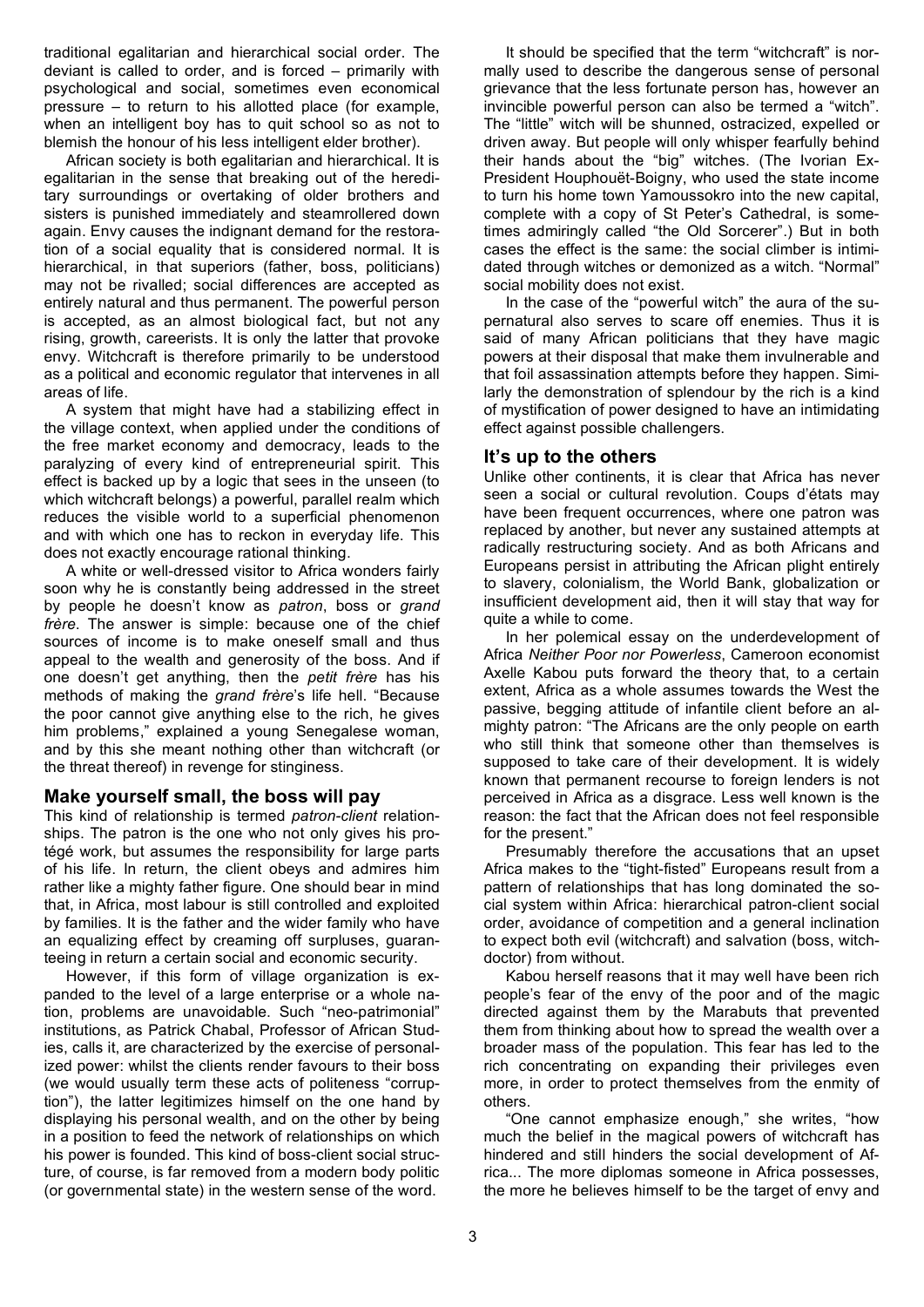traditional egalitarian and hierarchical social order. The deviant is called to order, and is forced – primarily with psychological and social, sometimes even economical pressure – to return to his allotted place (for example, when an intelligent boy has to quit school so as not to blemish the honour of his less intelligent elder brother).

African society is both egalitarian and hierarchical. It is egalitarian in the sense that breaking out of the hereditary surroundings or overtaking of older brothers and sisters is punished immediately and steamrollered down again. Envy causes the indignant demand for the restoration of a social equality that is considered normal. It is hierarchical, in that superiors (father, boss, politicians) may not be rivalled; social differences are accepted as entirely natural and thus permanent. The powerful person is accepted, as an almost biological fact, but not any rising, growth, careerists. It is only the latter that provoke envy. Witchcraft is therefore primarily to be understood as a political and economic regulator that intervenes in all areas of life.

A system that might have had a stabilizing effect in the village context, when applied under the conditions of the free market economy and democracy, leads to the paralyzing of every kind of entrepreneurial spirit. This effect is backed up by a logic that sees in the unseen (to which witchcraft belongs) a powerful, parallel realm which reduces the visible world to a superficial phenomenon and with which one has to reckon in everyday life. This does not exactly encourage rational thinking.

A white or well-dressed visitor to Africa wonders fairly soon why he is constantly being addressed in the street by people he doesn't know as *patron*, boss or *grand frère*. The answer is simple: because one of the chief sources of income is to make oneself small and thus appeal to the wealth and generosity of the boss. And if one doesn't get anything, then the *petit frère* has his methods of making the *grand frère*'s life hell. "Because the poor cannot give anything else to the rich, he gives him problems," explained a young Senegalese woman, and by this she meant nothing other than witchcraft (or the threat thereof) in revenge for stinginess.

## Make yourself small, the boss will pay

This kind of relationship is termed *patron-client* relationships. The patron is the one who not only gives his protégé work, but assumes the responsibility for large parts of his life. In return, the client obeys and admires him rather like a mighty father figure. One should bear in mind that, in Africa, most labour is still controlled and exploited by families. It is the father and the wider family who have an equalizing effect by creaming off surpluses, guaranteeing in return a certain social and economic security.

However, if this form of village organization is expanded to the level of a large enterprise or a whole nation, problems are unavoidable. Such "neo-patrimonial" institutions, as Patrick Chabal, Professor of African Studies, calls it, are characterized by the exercise of personalized power: whilst the clients render favours to their boss (we would usually term these acts of politeness "corruption"), the latter legitimizes himself on the one hand by displaying his personal wealth, and on the other by being in a position to feed the network of relationships on which his power is founded. This kind of boss-client social structure, of course, is far removed from a modern body politic (or governmental state) in the western sense of the word.

It should be specified that the term "witchcraft" is normally used to describe the dangerous sense of personal grievance that the less fortunate person has, however an invincible powerful person can also be termed a "witch". The "little" witch will be shunned, ostracized, expelled or driven away. But people will only whisper fearfully behind their hands about the "big" witches. (The Ivorian Ex-President Houphouët-Boigny, who used the state income to turn his home town Yamoussokro into the new capital, complete with a copy of St Peter's Cathedral, is sometimes admiringly called "the Old Sorcerer".) But in both cases the effect is the same: the social climber is intimidated through witches or demonized as a witch. "Normal" social mobility does not exist.

In the case of the "powerful witch" the aura of the supernatural also serves to scare off enemies. Thus it is said of many African politicians that they have magic powers at their disposal that make them invulnerable and that foil assassination attempts before they happen. Similarly the demonstration of splendour by the rich is a kind of mystification of power designed to have an intimidating effect against possible challengers.

## It's up to the others

Unlike other continents, it is clear that Africa has never seen a social or cultural revolution. Coups d'états may have been frequent occurrences, where one patron was replaced by another, but never any sustained attempts at radically restructuring society. And as both Africans and Europeans persist in attributing the African plight entirely to slavery, colonialism, the World Bank, globalization or insufficient development aid, then it will stay that way for quite a while to come.

In her polemical essay on the underdevelopment of Africa *Neither Poor nor Powerless*, Cameroon economist Axelle Kabou puts forward the theory that, to a certain extent, Africa as a whole assumes towards the West the passive, begging attitude of infantile client before an almighty patron: "The Africans are the only people on earth who still think that someone other than themselves is supposed to take care of their development. It is widely known that permanent recourse to foreign lenders is not perceived in Africa as a disgrace. Less well known is the reason: the fact that the African does not feel responsible for the present."

Presumably therefore the accusations that an upset Africa makes to the "tight-fisted" Europeans result from a pattern of relationships that has long dominated the social system within Africa: hierarchical patron-client social order, avoidance of competition and a general inclination to expect both evil (witchcraft) and salvation (boss, witch-doctor) from without.

Kabou herself reasons that it may well have been rich people's fear of the envy of the poor and of the magic directed against them by the Marabuts that prevented them from thinking about how to spread the wealth over a broader mass of the population. This fear has led to the rich concentrating on expanding their privileges even more, in order to protect themselves from the enmity of others.

"One cannot emphasize enough," she writes, "how much the belief in the magical powers of witchcraft has hindered and still hinders the social development of Africa... The more diplomas someone in Africa possesses, the more he believes himself to be the target of envy and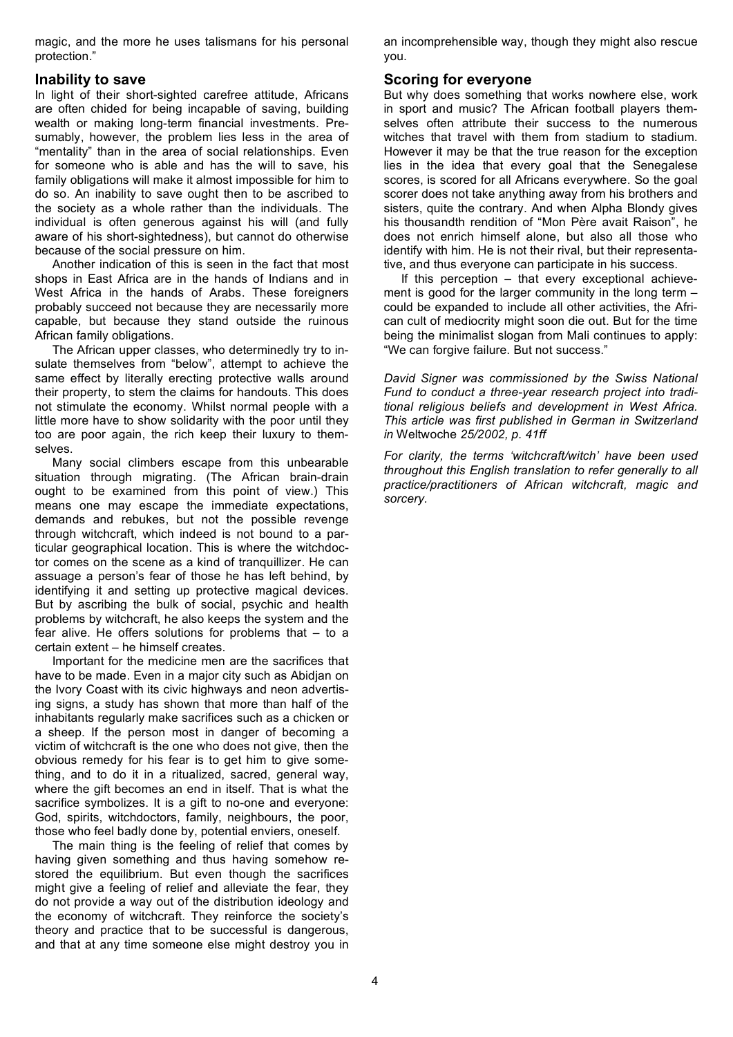magic, and the more he uses talismans for his personal protection."

## Inability to save

In light of their short-sighted carefree attitude, Africans are often chided for being incapable of saving, building wealth or making long-term financial investments. Presumably, however, the problem lies less in the area of "mentality" than in the area of social relationships. Even for someone who is able and has the will to save, his family obligations will make it almost impossible for him to do so. An inability to save ought then to be ascribed to the society as a whole rather than the individuals. The individual is often generous against his will (and fully aware of his short-sightedness), but cannot do otherwise because of the social pressure on him.

Another indication of this is seen in the fact that most shops in East Africa are in the hands of Indians and in West Africa in the hands of Arabs. These foreigners probably succeed not because they are necessarily more capable, but because they stand outside the ruinous African family obligations.

The African upper classes, who determinedly try to insulate themselves from "below", attempt to achieve the same effect by literally erecting protective walls around their property, to stem the claims for handouts. This does not stimulate the economy. Whilst normal people with a little more have to show solidarity with the poor until they too are poor again, the rich keep their luxury to themselves.

Many social climbers escape from this unbearable situation through migrating. (The African brain-drain ought to be examined from this point of view.) This means one may escape the immediate expectations, demands and rebukes, but not the possible revenge through witchcraft, which indeed is not bound to a particular geographical location. This is where the witchdoctor comes on the scene as a kind of tranquillizer. He can assuage a person's fear of those he has left behind, by identifying it and setting up protective magical devices. But by ascribing the bulk of social, psychic and health problems by witchcraft, he also keeps the system and the fear alive. He offers solutions for problems that – to a certain extent – he himself creates.

Important for the medicine men are the sacrifices that have to be made. Even in a major city such as Abidjan on the Ivory Coast with its civic highways and neon advertising signs, a study has shown that more than half of the inhabitants regularly make sacrifices such as a chicken or a sheep. If the person most in danger of becoming a victim of witchcraft is the one who does not give, then the obvious remedy for his fear is to get him to give something, and to do it in a ritualized, sacred, general way, where the gift becomes an end in itself. That is what the sacrifice symbolizes. It is a gift to no-one and everyone: God, spirits, witchdoctors, family, neighbours, the poor, those who feel badly done by, potential enviers, oneself.

The main thing is the feeling of relief that comes by having given something and thus having somehow restored the equilibrium. But even though the sacrifices might give a feeling of relief and alleviate the fear, they do not provide a way out of the distribution ideology and the economy of witchcraft. They reinforce the society's theory and practice that to be successful is dangerous, and that at any time someone else might destroy you in an incomprehensible way, though they might also rescue you.

## Scoring for everyone

But why does something that works nowhere else, work in sport and music? The African football players themselves often attribute their success to the numerous witches that travel with them from stadium to stadium. However it may be that the true reason for the exception lies in the idea that every goal that the Senegalese scores, is scored for all Africans everywhere. So the goal scorer does not take anything away from his brothers and sisters, quite the contrary. And when Alpha Blondy gives his thousandth rendition of "Mon Père avait Raison", he does not enrich himself alone, but also all those who identify with him. He is not their rival, but their representative, and thus everyone can participate in his success.

If this perception – that every exceptional achievement is good for the larger community in the long term – could be expanded to include all other activities, the African cult of mediocrity might soon die out. But for the time being the minimalist slogan from Mali continues to apply: "We can forgive failure. But not success."

*David Signer was commissioned by the Swiss National Fund to conduct a three-year research project into traditional religious beliefs and development in West Africa. This article was first published in German in Switzerland in* Weltwoche *25/2002, p. 41ff*

*For clarity, the terms 'witchcraft/witch' have been used throughout this English translation to refer generally to all practice/practitioners of African witchcraft, magic and sorcery.*